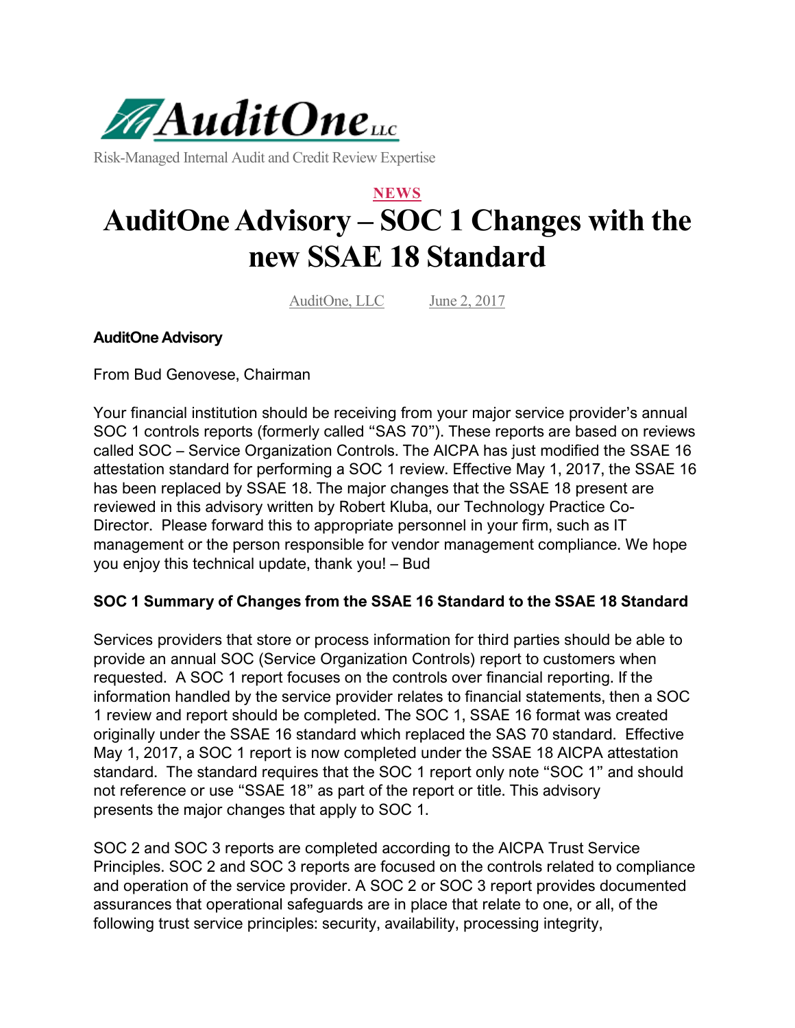AuditOne LLC

Risk-Managed Internal Audit and Credit Review Expertise

NEWS

# AuditOne Advisory – SOC 1 Changes with the new SSAE 18 Standard

AuditOne, LLC    June 2, 2017

**AuditOne Advisory**

From Bud Genovese, Chairman

Your financial institution should be receiving from your major service provider's annual SOC 1 controls reports (formerly called "SAS 70"). These reports are based on reviews called SOC – Service Organization Controls. The AICPA has just modified the SSAE 16 attestation standard for performing a SOC 1 review. Effective May 1, 2017, the SSAE 16 has been replaced by SSAE 18. The major changes that the SSAE 18 present are reviewed in this advisory written by Robert Kluba, our Technology Practice Co-Director. Please forward this to appropriate personnel in your firm, such as IT management or the person responsible for vendor management compliance. We hope you enjoy this technical update, thank you! – Bud

**SOC 1 Summary of Changes from the SSAE 16 Standard to the SSAE 18 Standard**

Services providers that store or process information for third parties should be able to provide an annual SOC (Service Organization Controls) report to customers when requested. A SOC 1 report focuses on the controls over financial reporting. If the information handled by the service provider relates to financial statements, then a SOC 1 review and report should be completed. The SOC 1, SSAE 16 format was created originally under the SSAE 16 standard which replaced the SAS 70 standard. Effective May 1, 2017, a SOC 1 report is now completed under the SSAE 18 AICPA attestation standard. The standard requires that the SOC 1 report only note "SOC 1" and should not reference or use "SSAE 18" as part of the report or title. This advisory presents the major changes that apply to SOC 1.

SOC 2 and SOC 3 reports are completed according to the AICPA Trust Service Principles. SOC 2 and SOC 3 reports are focused on the controls related to compliance and operation of the service provider. A SOC 2 or SOC 3 report provides documented assurances that operational safeguards are in place that relate to one, or all, of the following trust service principles: security, availability, processing integrity,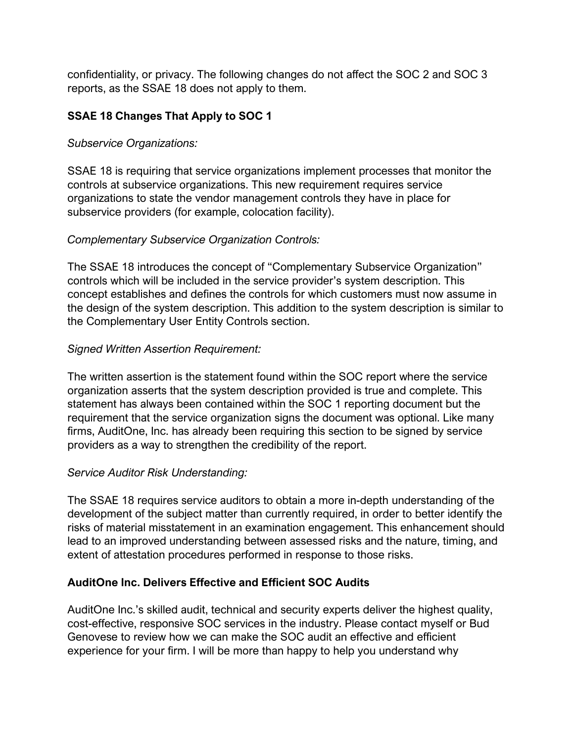confidentiality, or privacy. The following changes do not affect the SOC 2 and SOC 3 reports, as the SSAE 18 does not apply to them.

### SSAE 18 Changes That Apply to SOC 1

*Subservice Organizations:*

SSAE 18 is requiring that service organizations implement processes that monitor the controls at subservice organizations. This new requirement requires service organizations to state the vendor management controls they have in place for subservice providers (for example, colocation facility).

*Complementary Subservice Organization Controls:*

The SSAE 18 introduces the concept of "Complementary Subservice Organization" controls which will be included in the service provider's system description. This concept establishes and defines the controls for which customers must now assume in the design of the system description. This addition to the system description is similar to the Complementary User Entity Controls section.

*Signed Written Assertion Requirement:*

The written assertion is the statement found within the SOC report where the service organization asserts that the system description provided is true and complete. This statement has always been contained within the SOC 1 reporting document but the requirement that the service organization signs the document was optional. Like many firms, AuditOne, Inc. has already been requiring this section to be signed by service providers as a way to strengthen the credibility of the report.

*Service Auditor Risk Understanding:*

The SSAE 18 requires service auditors to obtain a more in-depth understanding of the development of the subject matter than currently required, in order to better identify the risks of material misstatement in an examination engagement. This enhancement should lead to an improved understanding between assessed risks and the nature, timing, and extent of attestation procedures performed in response to those risks.

### AuditOne Inc. Delivers Effective and Efficient SOC Audits

AuditOne Inc.'s skilled audit, technical and security experts deliver the highest quality, cost-effective, responsive SOC services in the industry. Please contact myself or Bud Genovese to review how we can make the SOC audit an effective and efficient experience for your firm. I will be more than happy to help you understand why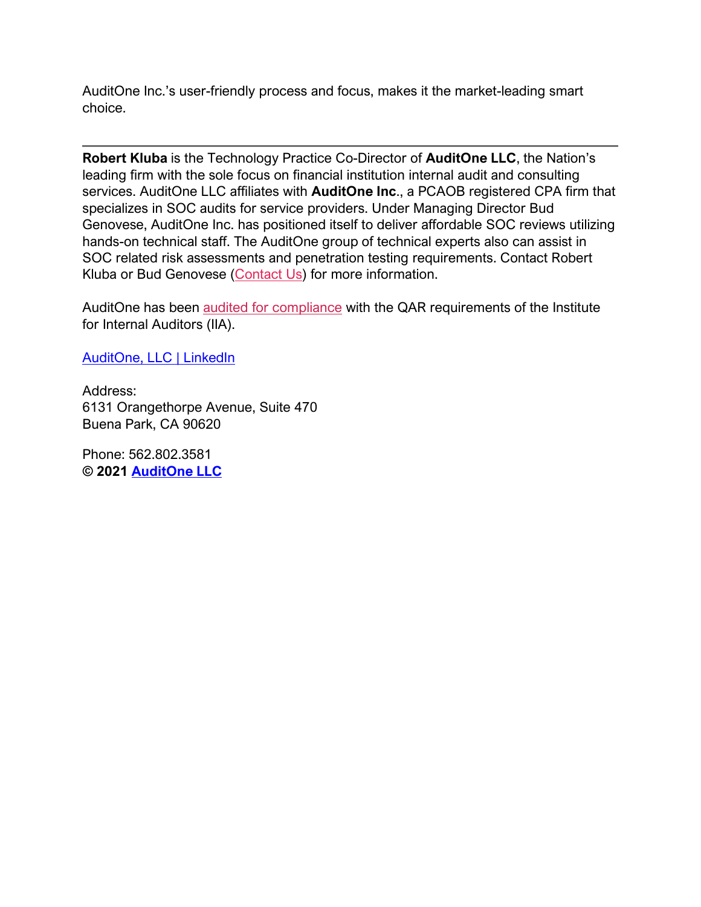AuditOne Inc.'s user-friendly process and focus, makes it the market-leading smart choice.

---

**Robert Kluba** is the Technology Practice Co-Director of **AuditOne LLC**, the Nation's leading firm with the sole focus on financial institution internal audit and consulting services. AuditOne LLC affiliates with **AuditOne Inc**., a PCAOB registered CPA firm that specializes in SOC audits for service providers. Under Managing Director Bud Genovese, AuditOne Inc. has positioned itself to deliver affordable SOC reviews utilizing hands-on technical staff. The AuditOne group of technical experts also can assist in SOC related risk assessments and penetration testing requirements. Contact Robert Kluba or Bud Genovese (Contact Us) for more information.

AuditOne has been audited for compliance with the QAR requirements of the Institute for Internal Auditors (IIA).

AuditOne, LLC | LinkedIn

Address:
6131 Orangethorpe Avenue, Suite 470
Buena Park, CA 90620

Phone: 562.802.3581
**© 2021 AuditOne LLC**